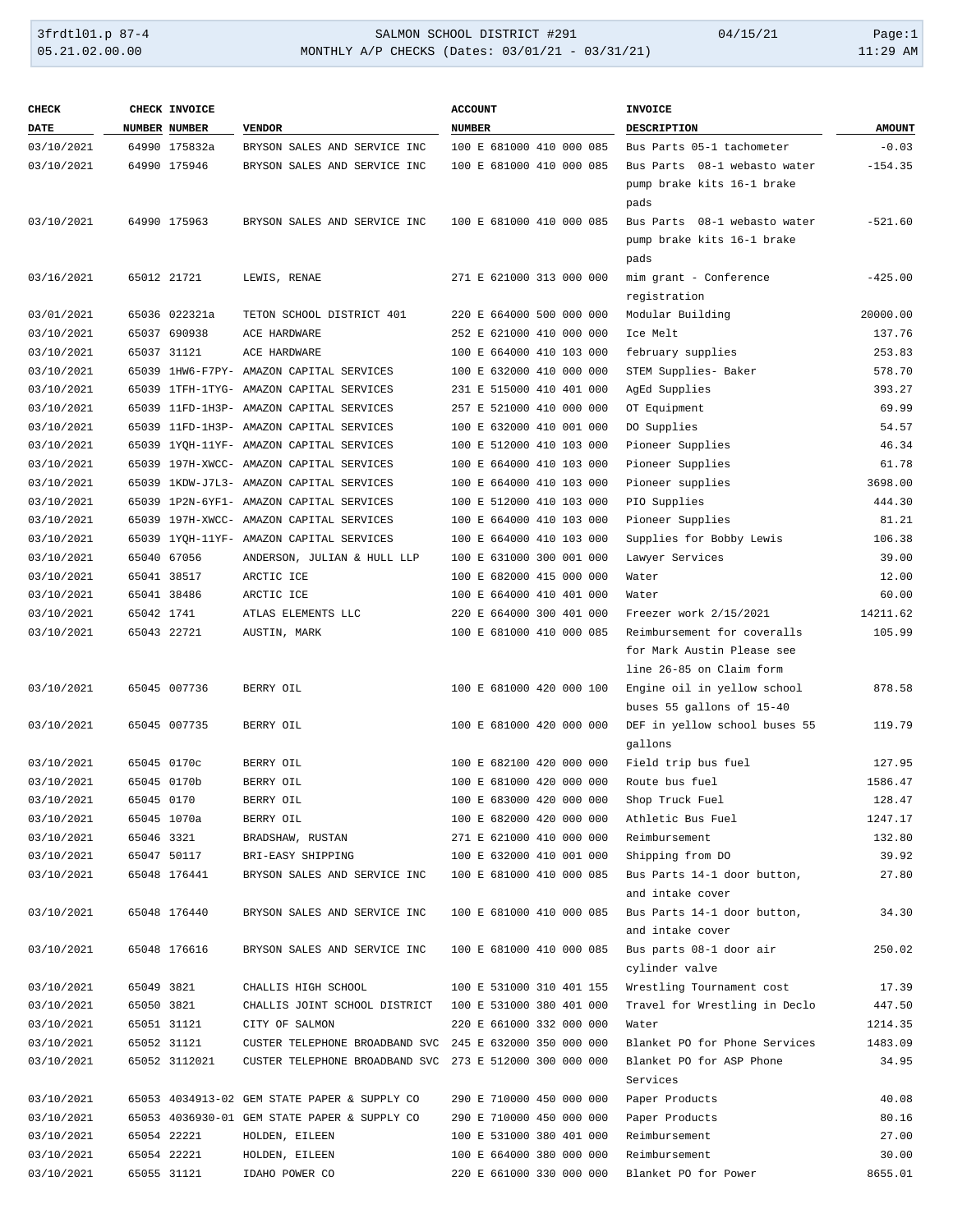SALMON SCHOOL DISTRICT #291

MONTHLY A/P CHECKS (Dates: 03/01/21 - 03/31/21)

| CHECK DATE | CHECK NUMBER | INVOICE NUMBER | VENDOR | ACCOUNT NUMBER | INVOICE DESCRIPTION | AMOUNT |
|---|---|---|---|---|---|---|
| 03/10/2021 | 64990 | 175832a | BRYSON SALES AND SERVICE INC | 100 E 681000 410 000 085 | Bus Parts 05-1 tachometer | -0.03 |
| 03/10/2021 | 64990 | 175946 | BRYSON SALES AND SERVICE INC | 100 E 681000 410 000 085 | Bus Parts 08-1 webasto water pump brake kits 16-1 brake pads | -154.35 |
| 03/10/2021 | 64990 | 175963 | BRYSON SALES AND SERVICE INC | 100 E 681000 410 000 085 | Bus Parts 08-1 webasto water pump brake kits 16-1 brake pads | -521.60 |
| 03/16/2021 | 65012 | 21721 | LEWIS, RENAE | 271 E 621000 313 000 000 | mim grant - Conference registration | -425.00 |
| 03/01/2021 | 65036 | 022321a | TETON SCHOOL DISTRICT 401 | 220 E 664000 500 000 000 | Modular Building | 20000.00 |
| 03/10/2021 | 65037 | 690938 | ACE HARDWARE | 252 E 621000 410 000 000 | Ice Melt | 137.76 |
| 03/10/2021 | 65037 | 31121 | ACE HARDWARE | 100 E 664000 410 103 000 | february supplies | 253.83 |
| 03/10/2021 | 65039 | 1HW6-F7PY- | AMAZON CAPITAL SERVICES | 100 E 632000 410 000 000 | STEM Supplies- Baker | 578.70 |
| 03/10/2021 | 65039 | 1TFH-1TYG- | AMAZON CAPITAL SERVICES | 231 E 515000 410 401 000 | AgEd Supplies | 393.27 |
| 03/10/2021 | 65039 | 11FD-1H3P- | AMAZON CAPITAL SERVICES | 257 E 521000 410 000 000 | OT Equipment | 69.99 |
| 03/10/2021 | 65039 | 11FD-1H3P- | AMAZON CAPITAL SERVICES | 100 E 632000 410 001 000 | DO Supplies | 54.57 |
| 03/10/2021 | 65039 | 1YQH-11YF- | AMAZON CAPITAL SERVICES | 100 E 512000 410 103 000 | Pioneer Supplies | 46.34 |
| 03/10/2021 | 65039 | 197H-XWCC- | AMAZON CAPITAL SERVICES | 100 E 664000 410 103 000 | Pioneer Supplies | 61.78 |
| 03/10/2021 | 65039 | 1KDW-J7L3- | AMAZON CAPITAL SERVICES | 100 E 664000 410 103 000 | Pioneer supplies | 3698.00 |
| 03/10/2021 | 65039 | 1P2N-6YF1- | AMAZON CAPITAL SERVICES | 100 E 512000 410 103 000 | PIO Supplies | 444.30 |
| 03/10/2021 | 65039 | 197H-XWCC- | AMAZON CAPITAL SERVICES | 100 E 664000 410 103 000 | Pioneer Supplies | 81.21 |
| 03/10/2021 | 65039 | 1YQH-11YF- | AMAZON CAPITAL SERVICES | 100 E 664000 410 103 000 | Supplies for Bobby Lewis | 106.38 |
| 03/10/2021 | 65040 | 67056 | ANDERSON, JULIAN & HULL LLP | 100 E 631000 300 001 000 | Lawyer Services | 39.00 |
| 03/10/2021 | 65041 | 38517 | ARCTIC ICE | 100 E 682000 415 000 000 | Water | 12.00 |
| 03/10/2021 | 65041 | 38486 | ARCTIC ICE | 100 E 664000 410 401 000 | Water | 60.00 |
| 03/10/2021 | 65042 | 1741 | ATLAS ELEMENTS LLC | 220 E 664000 300 401 000 | Freezer work 2/15/2021 | 14211.62 |
| 03/10/2021 | 65043 | 22721 | AUSTIN, MARK | 100 E 681000 410 000 085 | Reimbursement for coveralls for Mark Austin Please see line 26-85 on Claim form | 105.99 |
| 03/10/2021 | 65045 | 007736 | BERRY OIL | 100 E 681000 420 000 100 | Engine oil in yellow school buses 55 gallons of 15-40 | 878.58 |
| 03/10/2021 | 65045 | 007735 | BERRY OIL | 100 E 681000 420 000 000 | DEF in yellow school buses 55 gallons | 119.79 |
| 03/10/2021 | 65045 | 0170c | BERRY OIL | 100 E 682100 420 000 000 | Field trip bus fuel | 127.95 |
| 03/10/2021 | 65045 | 0170b | BERRY OIL | 100 E 681000 420 000 000 | Route bus fuel | 1586.47 |
| 03/10/2021 | 65045 | 0170 | BERRY OIL | 100 E 683000 420 000 000 | Shop Truck Fuel | 128.47 |
| 03/10/2021 | 65045 | 1070a | BERRY OIL | 100 E 682000 420 000 000 | Athletic Bus Fuel | 1247.17 |
| 03/10/2021 | 65046 | 3321 | BRADSHAW, RUSTAN | 271 E 621000 410 000 000 | Reimbursement | 132.80 |
| 03/10/2021 | 65047 | 50117 | BRI-EASY SHIPPING | 100 E 632000 410 001 000 | Shipping from DO | 39.92 |
| 03/10/2021 | 65048 | 176441 | BRYSON SALES AND SERVICE INC | 100 E 681000 410 000 085 | Bus Parts 14-1 door button, and intake cover | 27.80 |
| 03/10/2021 | 65048 | 176440 | BRYSON SALES AND SERVICE INC | 100 E 681000 410 000 085 | Bus Parts 14-1 door button, and intake cover | 34.30 |
| 03/10/2021 | 65048 | 176616 | BRYSON SALES AND SERVICE INC | 100 E 681000 410 000 085 | Bus parts 08-1 door air cylinder valve | 250.02 |
| 03/10/2021 | 65049 | 3821 | CHALLIS HIGH SCHOOL | 100 E 531000 310 401 155 | Wrestling Tournament cost | 17.39 |
| 03/10/2021 | 65050 | 3821 | CHALLIS JOINT SCHOOL DISTRICT | 100 E 531000 380 401 000 | Travel for Wrestling in Declo | 447.50 |
| 03/10/2021 | 65051 | 31121 | CITY OF SALMON | 220 E 661000 332 000 000 | Water | 1214.35 |
| 03/10/2021 | 65052 | 31121 | CUSTER TELEPHONE BROADBAND SVC | 245 E 632000 350 000 000 | Blanket PO for Phone Services | 1483.09 |
| 03/10/2021 | 65052 | 3112021 | CUSTER TELEPHONE BROADBAND SVC | 273 E 512000 300 000 000 | Blanket PO for ASP Phone Services | 34.95 |
| 03/10/2021 | 65053 | 4034913-02 | GEM STATE PAPER & SUPPLY CO | 290 E 710000 450 000 000 | Paper Products | 40.08 |
| 03/10/2021 | 65053 | 4036930-01 | GEM STATE PAPER & SUPPLY CO | 290 E 710000 450 000 000 | Paper Products | 80.16 |
| 03/10/2021 | 65054 | 22221 | HOLDEN, EILEEN | 100 E 531000 380 401 000 | Reimbursement | 27.00 |
| 03/10/2021 | 65054 | 22221 | HOLDEN, EILEEN | 100 E 664000 380 000 000 | Reimbursement | 30.00 |
| 03/10/2021 | 65055 | 31121 | IDAHO POWER CO | 220 E 661000 330 000 000 | Blanket PO for Power | 8655.01 |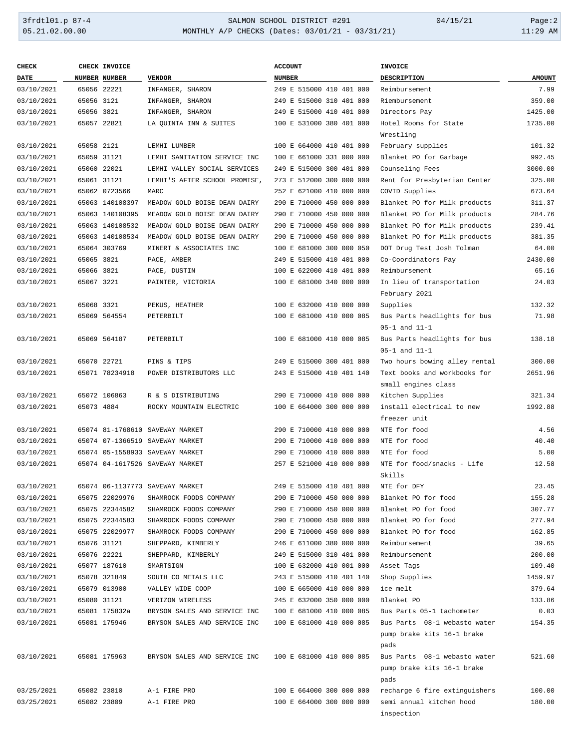| CHECK DATE | CHECK NUMBER | INVOICE NUMBER | VENDOR | ACCOUNT NUMBER | INVOICE DESCRIPTION | AMOUNT |
|---|---|---|---|---|---|---|
| 03/10/2021 | 65056 | 22221 | INFANGER, SHARON | 249 E 515000 410 401 000 | Reimbursement | 7.99 |
| 03/10/2021 | 65056 | 3121 | INFANGER, SHARON | 249 E 515000 310 401 000 | Riembursement | 359.00 |
| 03/10/2021 | 65056 | 3821 | INFANGER, SHARON | 249 E 515000 410 401 000 | Directors Pay | 1425.00 |
| 03/10/2021 | 65057 | 22821 | LA QUINTA INN & SUITES | 100 E 531000 380 401 000 | Hotel Rooms for State Wrestling | 1735.00 |
| 03/10/2021 | 65058 | 2121 | LEMHI LUMBER | 100 E 664000 410 401 000 | February supplies | 101.32 |
| 03/10/2021 | 65059 | 31121 | LEMHI SANITATION SERVICE INC | 100 E 661000 331 000 000 | Blanket PO for Garbage | 992.45 |
| 03/10/2021 | 65060 | 22021 | LEMHI VALLEY SOCIAL SERVICES | 249 E 515000 300 401 000 | Counseling Fees | 3000.00 |
| 03/10/2021 | 65061 | 31121 | LEMHI'S AFTER SCHOOL PROMISE, | 273 E 512000 300 000 000 | Rent for Presbyterian Center | 325.00 |
| 03/10/2021 | 65062 | 0723566 | MARC | 252 E 621000 410 000 000 | COVID Supplies | 673.64 |
| 03/10/2021 | 65063 | 140108397 | MEADOW GOLD BOISE DEAN DAIRY | 290 E 710000 450 000 000 | Blanket PO for Milk products | 311.37 |
| 03/10/2021 | 65063 | 140108395 | MEADOW GOLD BOISE DEAN DAIRY | 290 E 710000 450 000 000 | Blanket PO for Milk products | 284.76 |
| 03/10/2021 | 65063 | 140108532 | MEADOW GOLD BOISE DEAN DAIRY | 290 E 710000 450 000 000 | Blanket PO for Milk products | 239.41 |
| 03/10/2021 | 65063 | 140108534 | MEADOW GOLD BOISE DEAN DAIRY | 290 E 710000 450 000 000 | Blanket PO for Milk products | 381.35 |
| 03/10/2021 | 65064 | 303769 | MINERT & ASSOCIATES INC | 100 E 681000 300 000 050 | DOT Drug Test Josh Tolman | 64.00 |
| 03/10/2021 | 65065 | 3821 | PACE, AMBER | 249 E 515000 410 401 000 | Co-Coordinators Pay | 2430.00 |
| 03/10/2021 | 65066 | 3821 | PACE, DUSTIN | 100 E 622000 410 401 000 | Reimbursement | 65.16 |
| 03/10/2021 | 65067 | 3221 | PAINTER, VICTORIA | 100 E 681000 340 000 000 | In lieu of transportation February 2021 | 24.03 |
| 03/10/2021 | 65068 | 3321 | PEKUS, HEATHER | 100 E 632000 410 000 000 | Supplies | 132.32 |
| 03/10/2021 | 65069 | 564554 | PETERBILT | 100 E 681000 410 000 085 | Bus Parts headlights for bus 05-1 and 11-1 | 71.98 |
| 03/10/2021 | 65069 | 564187 | PETERBILT | 100 E 681000 410 000 085 | Bus Parts headlights for bus 05-1 and 11-1 | 138.18 |
| 03/10/2021 | 65070 | 22721 | PINS & TIPS | 249 E 515000 300 401 000 | Two hours bowing alley rental | 300.00 |
| 03/10/2021 | 65071 | 78234918 | POWER DISTRIBUTORS LLC | 243 E 515000 410 401 140 | Text books and workbooks for small engines class | 2651.96 |
| 03/10/2021 | 65072 | 106863 | R & S DISTRIBUTING | 290 E 710000 410 000 000 | Kitchen Supplies | 321.34 |
| 03/10/2021 | 65073 | 4884 | ROCKY MOUNTAIN ELECTRIC | 100 E 664000 300 000 000 | install electrical to new freezer unit | 1992.88 |
| 03/10/2021 | 65074 | 81-1768610 | SAVEWAY MARKET | 290 E 710000 410 000 000 | NTE for food | 4.56 |
| 03/10/2021 | 65074 | 07-1366519 | SAVEWAY MARKET | 290 E 710000 410 000 000 | NTE for food | 40.40 |
| 03/10/2021 | 65074 | 05-1558933 | SAVEWAY MARKET | 290 E 710000 410 000 000 | NTE for food | 5.00 |
| 03/10/2021 | 65074 | 04-1617526 | SAVEWAY MARKET | 257 E 521000 410 000 000 | NTE for food/snacks - Life Skills | 12.58 |
| 03/10/2021 | 65074 | 06-1137773 | SAVEWAY MARKET | 249 E 515000 410 401 000 | NTE for DFY | 23.45 |
| 03/10/2021 | 65075 | 22029976 | SHAMROCK FOODS COMPANY | 290 E 710000 450 000 000 | Blanket PO for food | 155.28 |
| 03/10/2021 | 65075 | 22344582 | SHAMROCK FOODS COMPANY | 290 E 710000 450 000 000 | Blanket PO for food | 307.77 |
| 03/10/2021 | 65075 | 22344583 | SHAMROCK FOODS COMPANY | 290 E 710000 450 000 000 | Blanket PO for food | 277.94 |
| 03/10/2021 | 65075 | 22029977 | SHAMROCK FOODS COMPANY | 290 E 710000 450 000 000 | Blanket PO for food | 162.85 |
| 03/10/2021 | 65076 | 31121 | SHEPPARD, KIMBERLY | 246 E 611000 380 000 000 | Reimbursement | 39.65 |
| 03/10/2021 | 65076 | 22221 | SHEPPARD, KIMBERLY | 249 E 515000 310 401 000 | Reimbursement | 200.00 |
| 03/10/2021 | 65077 | 187610 | SMARTSIGN | 100 E 632000 410 001 000 | Asset Tags | 109.40 |
| 03/10/2021 | 65078 | 321849 | SOUTH CO METALS LLC | 243 E 515000 410 401 140 | Shop Supplies | 1459.97 |
| 03/10/2021 | 65079 | 013900 | VALLEY WIDE COOP | 100 E 665000 410 000 000 | ice melt | 379.64 |
| 03/10/2021 | 65080 | 31121 | VERIZON WIRELESS | 245 E 632000 350 000 000 | Blanket PO | 133.86 |
| 03/10/2021 | 65081 | 175832a | BRYSON SALES AND SERVICE INC | 100 E 681000 410 000 085 | Bus Parts 05-1 tachometer | 0.03 |
| 03/10/2021 | 65081 | 175946 | BRYSON SALES AND SERVICE INC | 100 E 681000 410 000 085 | Bus Parts 08-1 webasto water pump brake kits 16-1 brake pads | 154.35 |
| 03/10/2021 | 65081 | 175963 | BRYSON SALES AND SERVICE INC | 100 E 681000 410 000 085 | Bus Parts 08-1 webasto water pump brake kits 16-1 brake pads | 521.60 |
| 03/25/2021 | 65082 | 23810 | A-1 FIRE PRO | 100 E 664000 300 000 000 | recharge 6 fire extinguishers | 100.00 |
| 03/25/2021 | 65082 | 23809 | A-1 FIRE PRO | 100 E 664000 300 000 000 | semi annual kitchen hood inspection | 180.00 |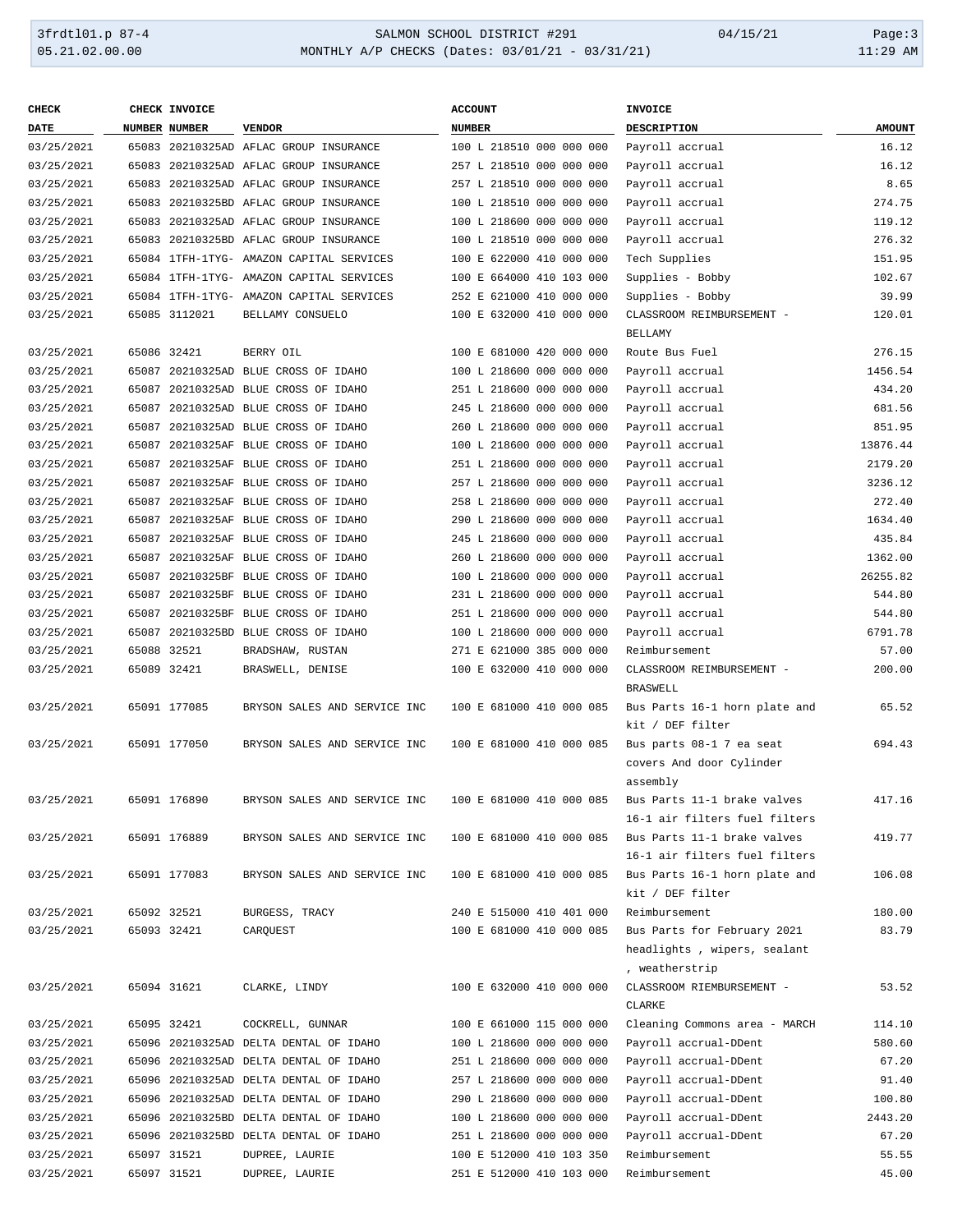| CHECK DATE | CHECK NUMBER | INVOICE NUMBER | VENDOR | ACCOUNT NUMBER | INVOICE DESCRIPTION | AMOUNT |
|---|---|---|---|---|---|---|
| 03/25/2021 | 65083 | 20210325AD | AFLAC GROUP INSURANCE | 100 L 218510 000 000 000 | Payroll accrual | 16.12 |
| 03/25/2021 | 65083 | 20210325AD | AFLAC GROUP INSURANCE | 257 L 218510 000 000 000 | Payroll accrual | 16.12 |
| 03/25/2021 | 65083 | 20210325AD | AFLAC GROUP INSURANCE | 257 L 218510 000 000 000 | Payroll accrual | 8.65 |
| 03/25/2021 | 65083 | 20210325BD | AFLAC GROUP INSURANCE | 100 L 218510 000 000 000 | Payroll accrual | 274.75 |
| 03/25/2021 | 65083 | 20210325AD | AFLAC GROUP INSURANCE | 100 L 218600 000 000 000 | Payroll accrual | 119.12 |
| 03/25/2021 | 65083 | 20210325BD | AFLAC GROUP INSURANCE | 100 L 218510 000 000 000 | Payroll accrual | 276.32 |
| 03/25/2021 | 65084 | 1TFH-1TYG- | AMAZON CAPITAL SERVICES | 100 E 622000 410 000 000 | Tech Supplies | 151.95 |
| 03/25/2021 | 65084 | 1TFH-1TYG- | AMAZON CAPITAL SERVICES | 100 E 664000 410 103 000 | Supplies - Bobby | 102.67 |
| 03/25/2021 | 65084 | 1TFH-1TYG- | AMAZON CAPITAL SERVICES | 252 E 621000 410 000 000 | Supplies - Bobby | 39.99 |
| 03/25/2021 | 65085 | 3112021 | BELLAMY CONSUELO | 100 E 632000 410 000 000 | CLASSROOM REIMBURSEMENT - BELLAMY | 120.01 |
| 03/25/2021 | 65086 | 32421 | BERRY OIL | 100 E 681000 420 000 000 | Route Bus Fuel | 276.15 |
| 03/25/2021 | 65087 | 20210325AD | BLUE CROSS OF IDAHO | 100 L 218600 000 000 000 | Payroll accrual | 1456.54 |
| 03/25/2021 | 65087 | 20210325AD | BLUE CROSS OF IDAHO | 251 L 218600 000 000 000 | Payroll accrual | 434.20 |
| 03/25/2021 | 65087 | 20210325AD | BLUE CROSS OF IDAHO | 245 L 218600 000 000 000 | Payroll accrual | 681.56 |
| 03/25/2021 | 65087 | 20210325AD | BLUE CROSS OF IDAHO | 260 L 218600 000 000 000 | Payroll accrual | 851.95 |
| 03/25/2021 | 65087 | 20210325AF | BLUE CROSS OF IDAHO | 100 L 218600 000 000 000 | Payroll accrual | 13876.44 |
| 03/25/2021 | 65087 | 20210325AF | BLUE CROSS OF IDAHO | 251 L 218600 000 000 000 | Payroll accrual | 2179.20 |
| 03/25/2021 | 65087 | 20210325AF | BLUE CROSS OF IDAHO | 257 L 218600 000 000 000 | Payroll accrual | 3236.12 |
| 03/25/2021 | 65087 | 20210325AF | BLUE CROSS OF IDAHO | 258 L 218600 000 000 000 | Payroll accrual | 272.40 |
| 03/25/2021 | 65087 | 20210325AF | BLUE CROSS OF IDAHO | 290 L 218600 000 000 000 | Payroll accrual | 1634.40 |
| 03/25/2021 | 65087 | 20210325AF | BLUE CROSS OF IDAHO | 245 L 218600 000 000 000 | Payroll accrual | 435.84 |
| 03/25/2021 | 65087 | 20210325AF | BLUE CROSS OF IDAHO | 260 L 218600 000 000 000 | Payroll accrual | 1362.00 |
| 03/25/2021 | 65087 | 20210325BF | BLUE CROSS OF IDAHO | 100 L 218600 000 000 000 | Payroll accrual | 26255.82 |
| 03/25/2021 | 65087 | 20210325BF | BLUE CROSS OF IDAHO | 231 L 218600 000 000 000 | Payroll accrual | 544.80 |
| 03/25/2021 | 65087 | 20210325BF | BLUE CROSS OF IDAHO | 251 L 218600 000 000 000 | Payroll accrual | 544.80 |
| 03/25/2021 | 65087 | 20210325BD | BLUE CROSS OF IDAHO | 100 L 218600 000 000 000 | Payroll accrual | 6791.78 |
| 03/25/2021 | 65088 | 32521 | BRADSHAW, RUSTAN | 271 E 621000 385 000 000 | Reimbursement | 57.00 |
| 03/25/2021 | 65089 | 32421 | BRASWELL, DENISE | 100 E 632000 410 000 000 | CLASSROOM REIMBURSEMENT - BRASWELL | 200.00 |
| 03/25/2021 | 65091 | 177085 | BRYSON SALES AND SERVICE INC | 100 E 681000 410 000 085 | Bus Parts 16-1 horn plate and kit / DEF filter | 65.52 |
| 03/25/2021 | 65091 | 177050 | BRYSON SALES AND SERVICE INC | 100 E 681000 410 000 085 | Bus parts 08-1 7 ea seat covers And door Cylinder assembly | 694.43 |
| 03/25/2021 | 65091 | 176890 | BRYSON SALES AND SERVICE INC | 100 E 681000 410 000 085 | Bus Parts 11-1 brake valves 16-1 air filters fuel filters | 417.16 |
| 03/25/2021 | 65091 | 176889 | BRYSON SALES AND SERVICE INC | 100 E 681000 410 000 085 | Bus Parts 11-1 brake valves 16-1 air filters fuel filters | 419.77 |
| 03/25/2021 | 65091 | 177083 | BRYSON SALES AND SERVICE INC | 100 E 681000 410 000 085 | Bus Parts 16-1 horn plate and kit / DEF filter | 106.08 |
| 03/25/2021 | 65092 | 32521 | BURGESS, TRACY | 240 E 515000 410 401 000 | Reimbursement | 180.00 |
| 03/25/2021 | 65093 | 32421 | CARQUEST | 100 E 681000 410 000 085 | Bus Parts for February 2021 headlights , wipers, sealant , weatherstrip | 83.79 |
| 03/25/2021 | 65094 | 31621 | CLARKE, LINDY | 100 E 632000 410 000 000 | CLASSROOM RIEMBURSEMENT - CLARKE | 53.52 |
| 03/25/2021 | 65095 | 32421 | COCKRELL, GUNNAR | 100 E 661000 115 000 000 | Cleaning Commons area - MARCH | 114.10 |
| 03/25/2021 | 65096 | 20210325AD | DELTA DENTAL OF IDAHO | 100 L 218600 000 000 000 | Payroll accrual-DDent | 580.60 |
| 03/25/2021 | 65096 | 20210325AD | DELTA DENTAL OF IDAHO | 251 L 218600 000 000 000 | Payroll accrual-DDent | 67.20 |
| 03/25/2021 | 65096 | 20210325AD | DELTA DENTAL OF IDAHO | 257 L 218600 000 000 000 | Payroll accrual-DDent | 91.40 |
| 03/25/2021 | 65096 | 20210325AD | DELTA DENTAL OF IDAHO | 290 L 218600 000 000 000 | Payroll accrual-DDent | 100.80 |
| 03/25/2021 | 65096 | 20210325BD | DELTA DENTAL OF IDAHO | 100 L 218600 000 000 000 | Payroll accrual-DDent | 2443.20 |
| 03/25/2021 | 65096 | 20210325BD | DELTA DENTAL OF IDAHO | 251 L 218600 000 000 000 | Payroll accrual-DDent | 67.20 |
| 03/25/2021 | 65097 | 31521 | DUPREE, LAURIE | 100 E 512000 410 103 350 | Reimbursement | 55.55 |
| 03/25/2021 | 65097 | 31521 | DUPREE, LAURIE | 251 E 512000 410 103 000 | Reimbursement | 45.00 |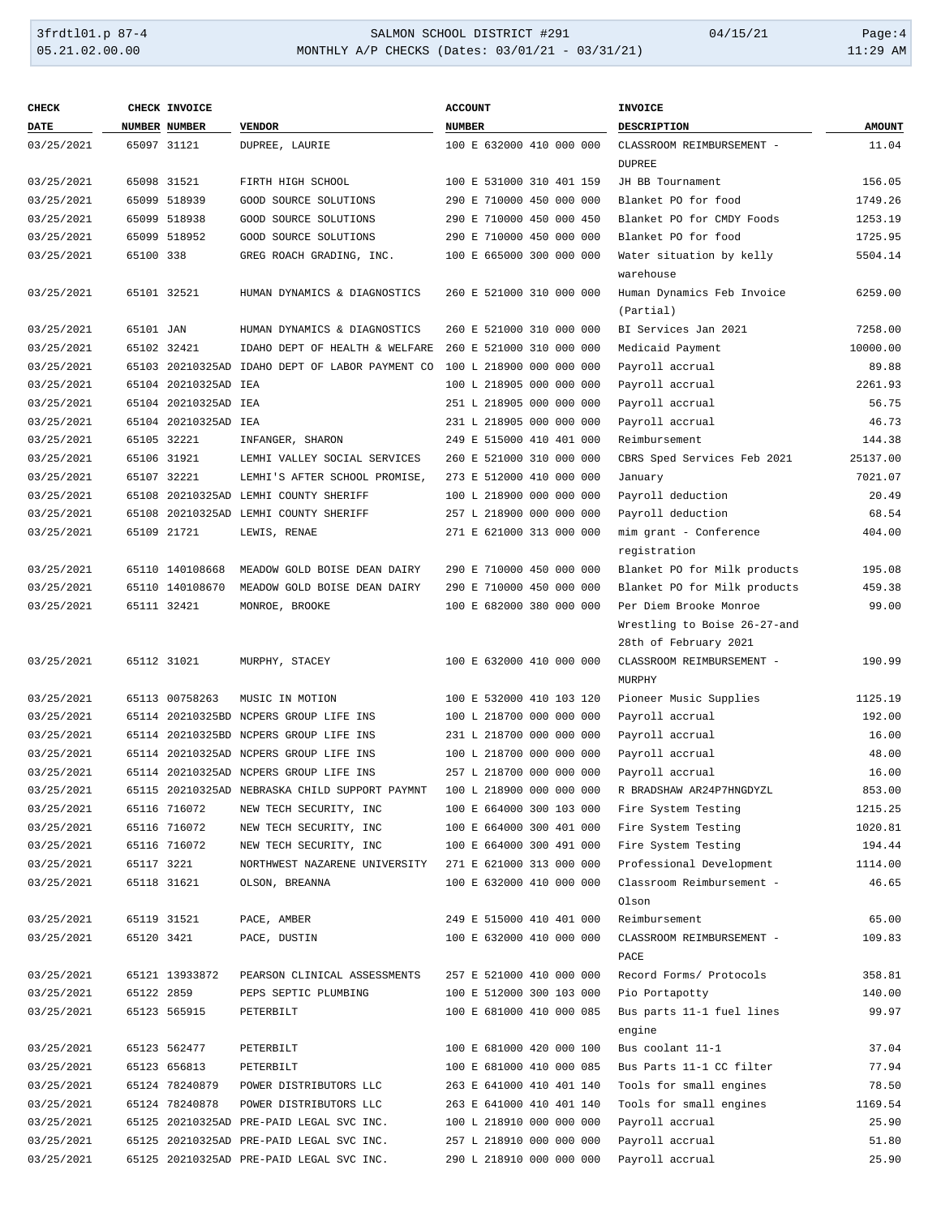| CHECK DATE | CHECK NUMBER | INVOICE NUMBER | VENDOR | ACCOUNT NUMBER | INVOICE DESCRIPTION | AMOUNT |
|---|---|---|---|---|---|---|
| 03/25/2021 | 65097 | 31121 | DUPREE, LAURIE | 100 E 632000 410 000 000 | CLASSROOM REIMBURSEMENT - DUPREE | 11.04 |
| 03/25/2021 | 65098 | 31521 | FIRTH HIGH SCHOOL | 100 E 531000 310 401 159 | JH BB Tournament | 156.05 |
| 03/25/2021 | 65099 | 518939 | GOOD SOURCE SOLUTIONS | 290 E 710000 450 000 000 | Blanket PO for food | 1749.26 |
| 03/25/2021 | 65099 | 518938 | GOOD SOURCE SOLUTIONS | 290 E 710000 450 000 450 | Blanket PO for CMDY Foods | 1253.19 |
| 03/25/2021 | 65099 | 518952 | GOOD SOURCE SOLUTIONS | 290 E 710000 450 000 000 | Blanket PO for food | 1725.95 |
| 03/25/2021 | 65100 | 338 | GREG ROACH GRADING, INC. | 100 E 665000 300 000 000 | Water situation by kelly warehouse | 5504.14 |
| 03/25/2021 | 65101 | 32521 | HUMAN DYNAMICS & DIAGNOSTICS | 260 E 521000 310 000 000 | Human Dynamics Feb Invoice (Partial) | 6259.00 |
| 03/25/2021 | 65101 | JAN | HUMAN DYNAMICS & DIAGNOSTICS | 260 E 521000 310 000 000 | BI Services Jan 2021 | 7258.00 |
| 03/25/2021 | 65102 | 32421 | IDAHO DEPT OF HEALTH & WELFARE | 260 E 521000 310 000 000 | Medicaid Payment | 10000.00 |
| 03/25/2021 | 65103 | 20210325AD | IDAHO DEPT OF LABOR PAYMENT CO | 100 L 218900 000 000 000 | Payroll accrual | 89.88 |
| 03/25/2021 | 65104 | 20210325AD | IEA | 100 L 218905 000 000 000 | Payroll accrual | 2261.93 |
| 03/25/2021 | 65104 | 20210325AD | IEA | 251 L 218905 000 000 000 | Payroll accrual | 56.75 |
| 03/25/2021 | 65104 | 20210325AD | IEA | 231 L 218905 000 000 000 | Payroll accrual | 46.73 |
| 03/25/2021 | 65105 | 32221 | INFANGER, SHARON | 249 E 515000 410 401 000 | Reimbursement | 144.38 |
| 03/25/2021 | 65106 | 31921 | LEMHI VALLEY SOCIAL SERVICES | 260 E 521000 310 000 000 | CBRS Sped Services Feb 2021 | 25137.00 |
| 03/25/2021 | 65107 | 32221 | LEMHI'S AFTER SCHOOL PROMISE, | 273 E 512000 410 000 000 | January | 7021.07 |
| 03/25/2021 | 65108 | 20210325AD | LEMHI COUNTY SHERIFF | 100 L 218900 000 000 000 | Payroll deduction | 20.49 |
| 03/25/2021 | 65108 | 20210325AD | LEMHI COUNTY SHERIFF | 257 L 218900 000 000 000 | Payroll deduction | 68.54 |
| 03/25/2021 | 65109 | 21721 | LEWIS, RENAE | 271 E 621000 313 000 000 | mim grant - Conference registration | 404.00 |
| 03/25/2021 | 65110 | 140108668 | MEADOW GOLD BOISE DEAN DAIRY | 290 E 710000 450 000 000 | Blanket PO for Milk products | 195.08 |
| 03/25/2021 | 65110 | 140108670 | MEADOW GOLD BOISE DEAN DAIRY | 290 E 710000 450 000 000 | Blanket PO for Milk products | 459.38 |
| 03/25/2021 | 65111 | 32421 | MONROE, BROOKE | 100 E 682000 380 000 000 | Per Diem Brooke Monroe Wrestling to Boise 26-27-and 28th of February 2021 | 99.00 |
| 03/25/2021 | 65112 | 31021 | MURPHY, STACEY | 100 E 632000 410 000 000 | CLASSROOM REIMBURSEMENT - MURPHY | 190.99 |
| 03/25/2021 | 65113 | 00758263 | MUSIC IN MOTION | 100 E 532000 410 103 120 | Pioneer Music Supplies | 1125.19 |
| 03/25/2021 | 65114 | 20210325BD | NCPERS GROUP LIFE INS | 100 L 218700 000 000 000 | Payroll accrual | 192.00 |
| 03/25/2021 | 65114 | 20210325BD | NCPERS GROUP LIFE INS | 231 L 218700 000 000 000 | Payroll accrual | 16.00 |
| 03/25/2021 | 65114 | 20210325AD | NCPERS GROUP LIFE INS | 100 L 218700 000 000 000 | Payroll accrual | 48.00 |
| 03/25/2021 | 65114 | 20210325AD | NCPERS GROUP LIFE INS | 257 L 218700 000 000 000 | Payroll accrual | 16.00 |
| 03/25/2021 | 65115 | 20210325AD | NEBRASKA CHILD SUPPORT PAYMNT | 100 L 218900 000 000 000 | R BRADSHAW AR24P7HNGDYZL | 853.00 |
| 03/25/2021 | 65116 | 716072 | NEW TECH SECURITY, INC | 100 E 664000 300 103 000 | Fire System Testing | 1215.25 |
| 03/25/2021 | 65116 | 716072 | NEW TECH SECURITY, INC | 100 E 664000 300 401 000 | Fire System Testing | 1020.81 |
| 03/25/2021 | 65116 | 716072 | NEW TECH SECURITY, INC | 100 E 664000 300 491 000 | Fire System Testing | 194.44 |
| 03/25/2021 | 65117 | 3221 | NORTHWEST NAZARENE UNIVERSITY | 271 E 621000 313 000 000 | Professional Development | 1114.00 |
| 03/25/2021 | 65118 | 31621 | OLSON, BREANNA | 100 E 632000 410 000 000 | Classroom Reimbursement - Olson | 46.65 |
| 03/25/2021 | 65119 | 31521 | PACE, AMBER | 249 E 515000 410 401 000 | Reimbursement | 65.00 |
| 03/25/2021 | 65120 | 3421 | PACE, DUSTIN | 100 E 632000 410 000 000 | CLASSROOM REIMBURSEMENT - PACE | 109.83 |
| 03/25/2021 | 65121 | 13933872 | PEARSON CLINICAL ASSESSMENTS | 257 E 521000 410 000 000 | Record Forms/ Protocols | 358.81 |
| 03/25/2021 | 65122 | 2859 | PEPS SEPTIC PLUMBING | 100 E 512000 300 103 000 | Pio Portapotty | 140.00 |
| 03/25/2021 | 65123 | 565915 | PETERBILT | 100 E 681000 410 000 085 | Bus parts 11-1 fuel lines engine | 99.97 |
| 03/25/2021 | 65123 | 562477 | PETERBILT | 100 E 681000 420 000 100 | Bus coolant 11-1 | 37.04 |
| 03/25/2021 | 65123 | 656813 | PETERBILT | 100 E 681000 410 000 085 | Bus Parts 11-1 CC filter | 77.94 |
| 03/25/2021 | 65124 | 78240879 | POWER DISTRIBUTORS LLC | 263 E 641000 410 401 140 | Tools for small engines | 78.50 |
| 03/25/2021 | 65124 | 78240878 | POWER DISTRIBUTORS LLC | 263 E 641000 410 401 140 | Tools for small engines | 1169.54 |
| 03/25/2021 | 65125 | 20210325AD | PRE-PAID LEGAL SVC INC. | 100 L 218910 000 000 000 | Payroll accrual | 25.90 |
| 03/25/2021 | 65125 | 20210325AD | PRE-PAID LEGAL SVC INC. | 257 L 218910 000 000 000 | Payroll accrual | 51.80 |
| 03/25/2021 | 65125 | 20210325AD | PRE-PAID LEGAL SVC INC. | 290 L 218910 000 000 000 | Payroll accrual | 25.90 |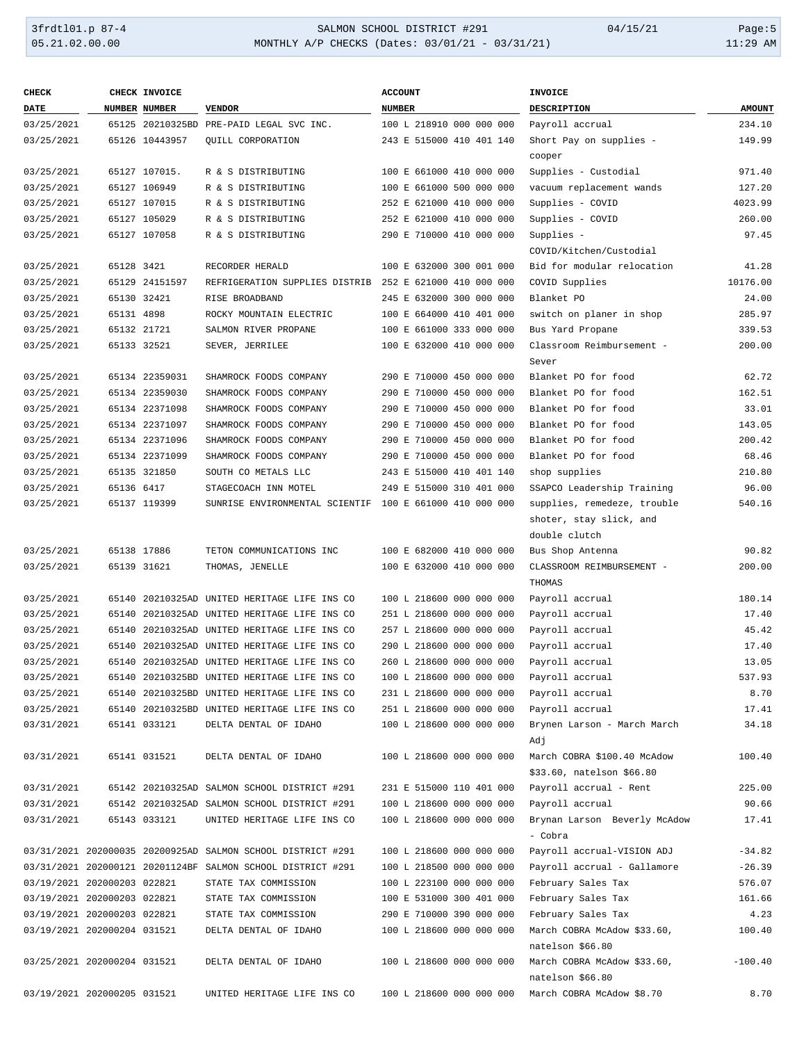| CHECK DATE | CHECK NUMBER | INVOICE NUMBER | VENDOR | ACCOUNT NUMBER | INVOICE DESCRIPTION | AMOUNT |
|---|---|---|---|---|---|---|
| 03/25/2021 | 65125 | 20210325BD | PRE-PAID LEGAL SVC INC. | 100 L 218910 000 000 000 | Payroll accrual | 234.10 |
| 03/25/2021 | 65126 | 10443957 | QUILL CORPORATION | 243 E 515000 410 401 140 | Short Pay on supplies - cooper | 149.99 |
| 03/25/2021 | 65127 | 107015. | R & S DISTRIBUTING | 100 E 661000 410 000 000 | Supplies - Custodial | 971.40 |
| 03/25/2021 | 65127 | 106949 | R & S DISTRIBUTING | 100 E 661000 500 000 000 | vacuum replacement wands | 127.20 |
| 03/25/2021 | 65127 | 107015 | R & S DISTRIBUTING | 252 E 621000 410 000 000 | Supplies - COVID | 4023.99 |
| 03/25/2021 | 65127 | 105029 | R & S DISTRIBUTING | 252 E 621000 410 000 000 | Supplies - COVID | 260.00 |
| 03/25/2021 | 65127 | 107058 | R & S DISTRIBUTING | 290 E 710000 410 000 000 | Supplies - COVID/Kitchen/Custodial | 97.45 |
| 03/25/2021 | 65128 | 3421 | RECORDER HERALD | 100 E 632000 300 001 000 | Bid for modular relocation | 41.28 |
| 03/25/2021 | 65129 | 24151597 | REFRIGERATION SUPPLIES DISTRIB | 252 E 621000 410 000 000 | COVID Supplies | 10176.00 |
| 03/25/2021 | 65130 | 32421 | RISE BROADBAND | 245 E 632000 300 000 000 | Blanket PO | 24.00 |
| 03/25/2021 | 65131 | 4898 | ROCKY MOUNTAIN ELECTRIC | 100 E 664000 410 401 000 | switch on planer in shop | 285.97 |
| 03/25/2021 | 65132 | 21721 | SALMON RIVER PROPANE | 100 E 661000 333 000 000 | Bus Yard Propane | 339.53 |
| 03/25/2021 | 65133 | 32521 | SEVER, JERRILEE | 100 E 632000 410 000 000 | Classroom Reimbursement - Sever | 200.00 |
| 03/25/2021 | 65134 | 22359031 | SHAMROCK FOODS COMPANY | 290 E 710000 450 000 000 | Blanket PO for food | 62.72 |
| 03/25/2021 | 65134 | 22359030 | SHAMROCK FOODS COMPANY | 290 E 710000 450 000 000 | Blanket PO for food | 162.51 |
| 03/25/2021 | 65134 | 22371098 | SHAMROCK FOODS COMPANY | 290 E 710000 450 000 000 | Blanket PO for food | 33.01 |
| 03/25/2021 | 65134 | 22371097 | SHAMROCK FOODS COMPANY | 290 E 710000 450 000 000 | Blanket PO for food | 143.05 |
| 03/25/2021 | 65134 | 22371096 | SHAMROCK FOODS COMPANY | 290 E 710000 450 000 000 | Blanket PO for food | 200.42 |
| 03/25/2021 | 65134 | 22371099 | SHAMROCK FOODS COMPANY | 290 E 710000 450 000 000 | Blanket PO for food | 68.46 |
| 03/25/2021 | 65135 | 321850 | SOUTH CO METALS LLC | 243 E 515000 410 401 140 | shop supplies | 210.80 |
| 03/25/2021 | 65136 | 6417 | STAGECOACH INN MOTEL | 249 E 515000 310 401 000 | SSAPCO Leadership Training | 96.00 |
| 03/25/2021 | 65137 | 119399 | SUNRISE ENVIRONMENTAL SCIENTIF | 100 E 661000 410 000 000 | supplies, remedeze, trouble shoter, stay slick, and double clutch | 540.16 |
| 03/25/2021 | 65138 | 17886 | TETON COMMUNICATIONS INC | 100 E 682000 410 000 000 | Bus Shop Antenna | 90.82 |
| 03/25/2021 | 65139 | 31621 | THOMAS, JENELLE | 100 E 632000 410 000 000 | CLASSROOM REIMBURSEMENT - THOMAS | 200.00 |
| 03/25/2021 | 65140 | 20210325AD | UNITED HERITAGE LIFE INS CO | 100 L 218600 000 000 000 | Payroll accrual | 180.14 |
| 03/25/2021 | 65140 | 20210325AD | UNITED HERITAGE LIFE INS CO | 251 L 218600 000 000 000 | Payroll accrual | 17.40 |
| 03/25/2021 | 65140 | 20210325AD | UNITED HERITAGE LIFE INS CO | 257 L 218600 000 000 000 | Payroll accrual | 45.42 |
| 03/25/2021 | 65140 | 20210325AD | UNITED HERITAGE LIFE INS CO | 290 L 218600 000 000 000 | Payroll accrual | 17.40 |
| 03/25/2021 | 65140 | 20210325AD | UNITED HERITAGE LIFE INS CO | 260 L 218600 000 000 000 | Payroll accrual | 13.05 |
| 03/25/2021 | 65140 | 20210325BD | UNITED HERITAGE LIFE INS CO | 100 L 218600 000 000 000 | Payroll accrual | 537.93 |
| 03/25/2021 | 65140 | 20210325BD | UNITED HERITAGE LIFE INS CO | 231 L 218600 000 000 000 | Payroll accrual | 8.70 |
| 03/25/2021 | 65140 | 20210325BD | UNITED HERITAGE LIFE INS CO | 251 L 218600 000 000 000 | Payroll accrual | 17.41 |
| 03/31/2021 | 65141 | 033121 | DELTA DENTAL OF IDAHO | 100 L 218600 000 000 000 | Brynen Larson - March March Adj | 34.18 |
| 03/31/2021 | 65141 | 031521 | DELTA DENTAL OF IDAHO | 100 L 218600 000 000 000 | March COBRA $100.40 McAdow $33.60, natelson $66.80 | 100.40 |
| 03/31/2021 | 65142 | 20210325AD | SALMON SCHOOL DISTRICT #291 | 231 E 515000 110 401 000 | Payroll accrual - Rent | 225.00 |
| 03/31/2021 | 65142 | 20210325AD | SALMON SCHOOL DISTRICT #291 | 100 L 218600 000 000 000 | Payroll accrual | 90.66 |
| 03/31/2021 | 65143 | 033121 | UNITED HERITAGE LIFE INS CO | 100 L 218600 000 000 000 | Brynan Larson Beverly McAdow - Cobra | 17.41 |
| 03/31/2021 | 202000035 | 20200925AD | SALMON SCHOOL DISTRICT #291 | 100 L 218600 000 000 000 | Payroll accrual-VISION ADJ | -34.82 |
| 03/31/2021 | 202000121 | 20201124BF | SALMON SCHOOL DISTRICT #291 | 100 L 218500 000 000 000 | Payroll accrual - Gallamore | -26.39 |
| 03/19/2021 | 202000203 | 022821 | STATE TAX COMMISSION | 100 L 223100 000 000 000 | February Sales Tax | 576.07 |
| 03/19/2021 | 202000203 | 022821 | STATE TAX COMMISSION | 100 E 531000 300 401 000 | February Sales Tax | 161.66 |
| 03/19/2021 | 202000203 | 022821 | STATE TAX COMMISSION | 290 E 710000 390 000 000 | February Sales Tax | 4.23 |
| 03/19/2021 | 202000204 | 031521 | DELTA DENTAL OF IDAHO | 100 L 218600 000 000 000 | March COBRA McAdow $33.60, natelson $66.80 | 100.40 |
| 03/25/2021 | 202000204 | 031521 | DELTA DENTAL OF IDAHO | 100 L 218600 000 000 000 | March COBRA McAdow $33.60, natelson $66.80 | -100.40 |
| 03/19/2021 | 202000205 | 031521 | UNITED HERITAGE LIFE INS CO | 100 L 218600 000 000 000 | March COBRA McAdow $8.70 | 8.70 |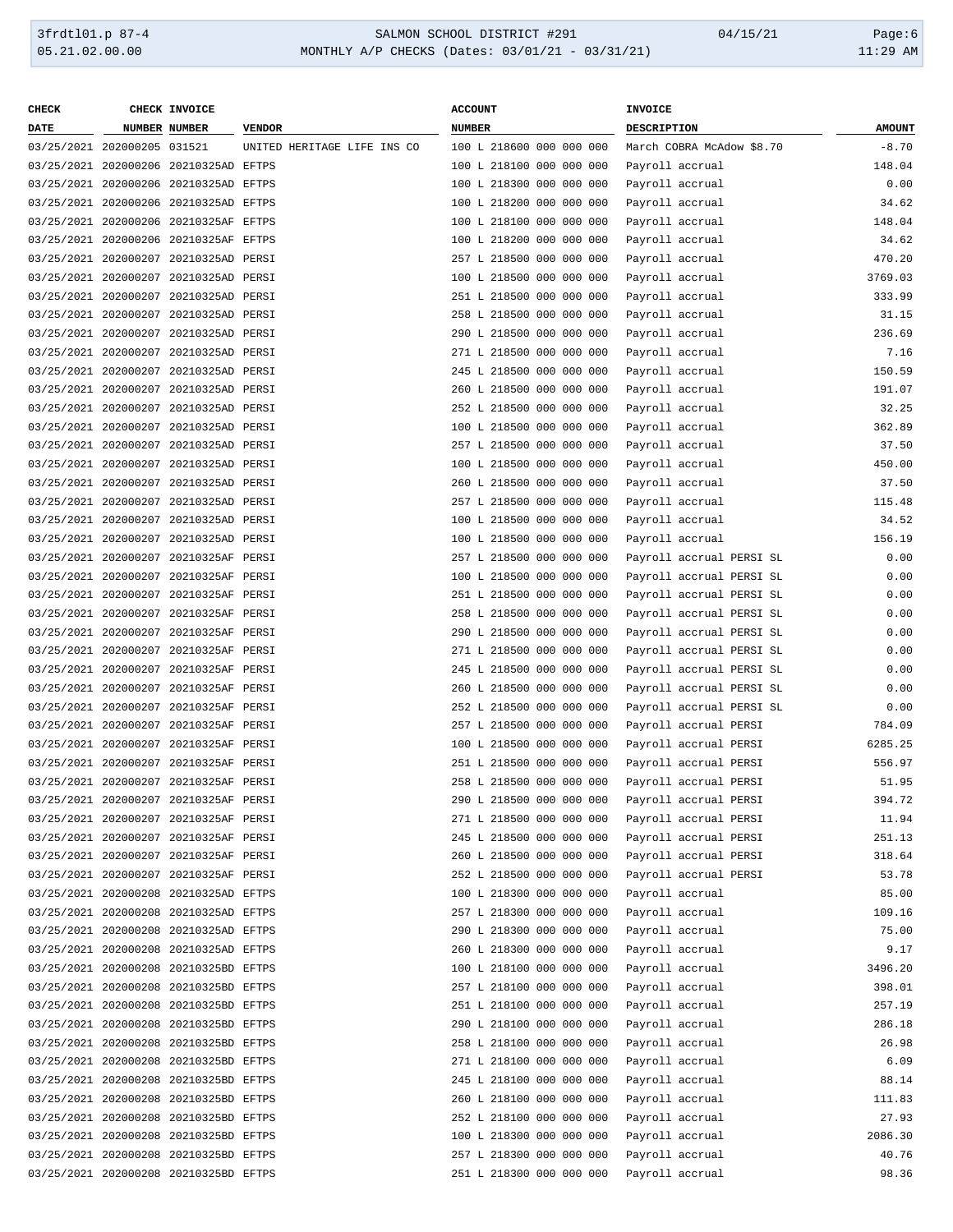| CHECK DATE | CHECK NUMBER | INVOICE NUMBER | VENDOR | ACCOUNT NUMBER | INVOICE DESCRIPTION | AMOUNT |
|---|---|---|---|---|---|---|
| 03/25/2021 | 202000205 | 031521 | UNITED HERITAGE LIFE INS CO | 100 L 218600 000 000 000 | March COBRA McAdow $8.70 | -8.70 |
| 03/25/2021 | 202000206 | 20210325AD | EFTPS | 100 L 218100 000 000 000 | Payroll accrual | 148.04 |
| 03/25/2021 | 202000206 | 20210325AD | EFTPS | 100 L 218300 000 000 000 | Payroll accrual | 0.00 |
| 03/25/2021 | 202000206 | 20210325AD | EFTPS | 100 L 218200 000 000 000 | Payroll accrual | 34.62 |
| 03/25/2021 | 202000206 | 20210325AF | EFTPS | 100 L 218100 000 000 000 | Payroll accrual | 148.04 |
| 03/25/2021 | 202000206 | 20210325AF | EFTPS | 100 L 218200 000 000 000 | Payroll accrual | 34.62 |
| 03/25/2021 | 202000207 | 20210325AD | PERSI | 257 L 218500 000 000 000 | Payroll accrual | 470.20 |
| 03/25/2021 | 202000207 | 20210325AD | PERSI | 100 L 218500 000 000 000 | Payroll accrual | 3769.03 |
| 03/25/2021 | 202000207 | 20210325AD | PERSI | 251 L 218500 000 000 000 | Payroll accrual | 333.99 |
| 03/25/2021 | 202000207 | 20210325AD | PERSI | 258 L 218500 000 000 000 | Payroll accrual | 31.15 |
| 03/25/2021 | 202000207 | 20210325AD | PERSI | 290 L 218500 000 000 000 | Payroll accrual | 236.69 |
| 03/25/2021 | 202000207 | 20210325AD | PERSI | 271 L 218500 000 000 000 | Payroll accrual | 7.16 |
| 03/25/2021 | 202000207 | 20210325AD | PERSI | 245 L 218500 000 000 000 | Payroll accrual | 150.59 |
| 03/25/2021 | 202000207 | 20210325AD | PERSI | 260 L 218500 000 000 000 | Payroll accrual | 191.07 |
| 03/25/2021 | 202000207 | 20210325AD | PERSI | 252 L 218500 000 000 000 | Payroll accrual | 32.25 |
| 03/25/2021 | 202000207 | 20210325AD | PERSI | 100 L 218500 000 000 000 | Payroll accrual | 362.89 |
| 03/25/2021 | 202000207 | 20210325AD | PERSI | 257 L 218500 000 000 000 | Payroll accrual | 37.50 |
| 03/25/2021 | 202000207 | 20210325AD | PERSI | 100 L 218500 000 000 000 | Payroll accrual | 450.00 |
| 03/25/2021 | 202000207 | 20210325AD | PERSI | 260 L 218500 000 000 000 | Payroll accrual | 37.50 |
| 03/25/2021 | 202000207 | 20210325AD | PERSI | 257 L 218500 000 000 000 | Payroll accrual | 115.48 |
| 03/25/2021 | 202000207 | 20210325AD | PERSI | 100 L 218500 000 000 000 | Payroll accrual | 34.52 |
| 03/25/2021 | 202000207 | 20210325AD | PERSI | 100 L 218500 000 000 000 | Payroll accrual | 156.19 |
| 03/25/2021 | 202000207 | 20210325AF | PERSI | 257 L 218500 000 000 000 | Payroll accrual PERSI SL | 0.00 |
| 03/25/2021 | 202000207 | 20210325AF | PERSI | 100 L 218500 000 000 000 | Payroll accrual PERSI SL | 0.00 |
| 03/25/2021 | 202000207 | 20210325AF | PERSI | 251 L 218500 000 000 000 | Payroll accrual PERSI SL | 0.00 |
| 03/25/2021 | 202000207 | 20210325AF | PERSI | 258 L 218500 000 000 000 | Payroll accrual PERSI SL | 0.00 |
| 03/25/2021 | 202000207 | 20210325AF | PERSI | 290 L 218500 000 000 000 | Payroll accrual PERSI SL | 0.00 |
| 03/25/2021 | 202000207 | 20210325AF | PERSI | 271 L 218500 000 000 000 | Payroll accrual PERSI SL | 0.00 |
| 03/25/2021 | 202000207 | 20210325AF | PERSI | 245 L 218500 000 000 000 | Payroll accrual PERSI SL | 0.00 |
| 03/25/2021 | 202000207 | 20210325AF | PERSI | 260 L 218500 000 000 000 | Payroll accrual PERSI SL | 0.00 |
| 03/25/2021 | 202000207 | 20210325AF | PERSI | 252 L 218500 000 000 000 | Payroll accrual PERSI SL | 0.00 |
| 03/25/2021 | 202000207 | 20210325AF | PERSI | 257 L 218500 000 000 000 | Payroll accrual PERSI | 784.09 |
| 03/25/2021 | 202000207 | 20210325AF | PERSI | 100 L 218500 000 000 000 | Payroll accrual PERSI | 6285.25 |
| 03/25/2021 | 202000207 | 20210325AF | PERSI | 251 L 218500 000 000 000 | Payroll accrual PERSI | 556.97 |
| 03/25/2021 | 202000207 | 20210325AF | PERSI | 258 L 218500 000 000 000 | Payroll accrual PERSI | 51.95 |
| 03/25/2021 | 202000207 | 20210325AF | PERSI | 290 L 218500 000 000 000 | Payroll accrual PERSI | 394.72 |
| 03/25/2021 | 202000207 | 20210325AF | PERSI | 271 L 218500 000 000 000 | Payroll accrual PERSI | 11.94 |
| 03/25/2021 | 202000207 | 20210325AF | PERSI | 245 L 218500 000 000 000 | Payroll accrual PERSI | 251.13 |
| 03/25/2021 | 202000207 | 20210325AF | PERSI | 260 L 218500 000 000 000 | Payroll accrual PERSI | 318.64 |
| 03/25/2021 | 202000207 | 20210325AF | PERSI | 252 L 218500 000 000 000 | Payroll accrual PERSI | 53.78 |
| 03/25/2021 | 202000208 | 20210325AD | EFTPS | 100 L 218300 000 000 000 | Payroll accrual | 85.00 |
| 03/25/2021 | 202000208 | 20210325AD | EFTPS | 257 L 218300 000 000 000 | Payroll accrual | 109.16 |
| 03/25/2021 | 202000208 | 20210325AD | EFTPS | 290 L 218300 000 000 000 | Payroll accrual | 75.00 |
| 03/25/2021 | 202000208 | 20210325AD | EFTPS | 260 L 218300 000 000 000 | Payroll accrual | 9.17 |
| 03/25/2021 | 202000208 | 20210325BD | EFTPS | 100 L 218100 000 000 000 | Payroll accrual | 3496.20 |
| 03/25/2021 | 202000208 | 20210325BD | EFTPS | 257 L 218100 000 000 000 | Payroll accrual | 398.01 |
| 03/25/2021 | 202000208 | 20210325BD | EFTPS | 251 L 218100 000 000 000 | Payroll accrual | 257.19 |
| 03/25/2021 | 202000208 | 20210325BD | EFTPS | 290 L 218100 000 000 000 | Payroll accrual | 286.18 |
| 03/25/2021 | 202000208 | 20210325BD | EFTPS | 258 L 218100 000 000 000 | Payroll accrual | 26.98 |
| 03/25/2021 | 202000208 | 20210325BD | EFTPS | 271 L 218100 000 000 000 | Payroll accrual | 6.09 |
| 03/25/2021 | 202000208 | 20210325BD | EFTPS | 245 L 218100 000 000 000 | Payroll accrual | 88.14 |
| 03/25/2021 | 202000208 | 20210325BD | EFTPS | 260 L 218100 000 000 000 | Payroll accrual | 111.83 |
| 03/25/2021 | 202000208 | 20210325BD | EFTPS | 252 L 218100 000 000 000 | Payroll accrual | 27.93 |
| 03/25/2021 | 202000208 | 20210325BD | EFTPS | 100 L 218300 000 000 000 | Payroll accrual | 2086.30 |
| 03/25/2021 | 202000208 | 20210325BD | EFTPS | 257 L 218300 000 000 000 | Payroll accrual | 40.76 |
| 03/25/2021 | 202000208 | 20210325BD | EFTPS | 251 L 218300 000 000 000 | Payroll accrual | 98.36 |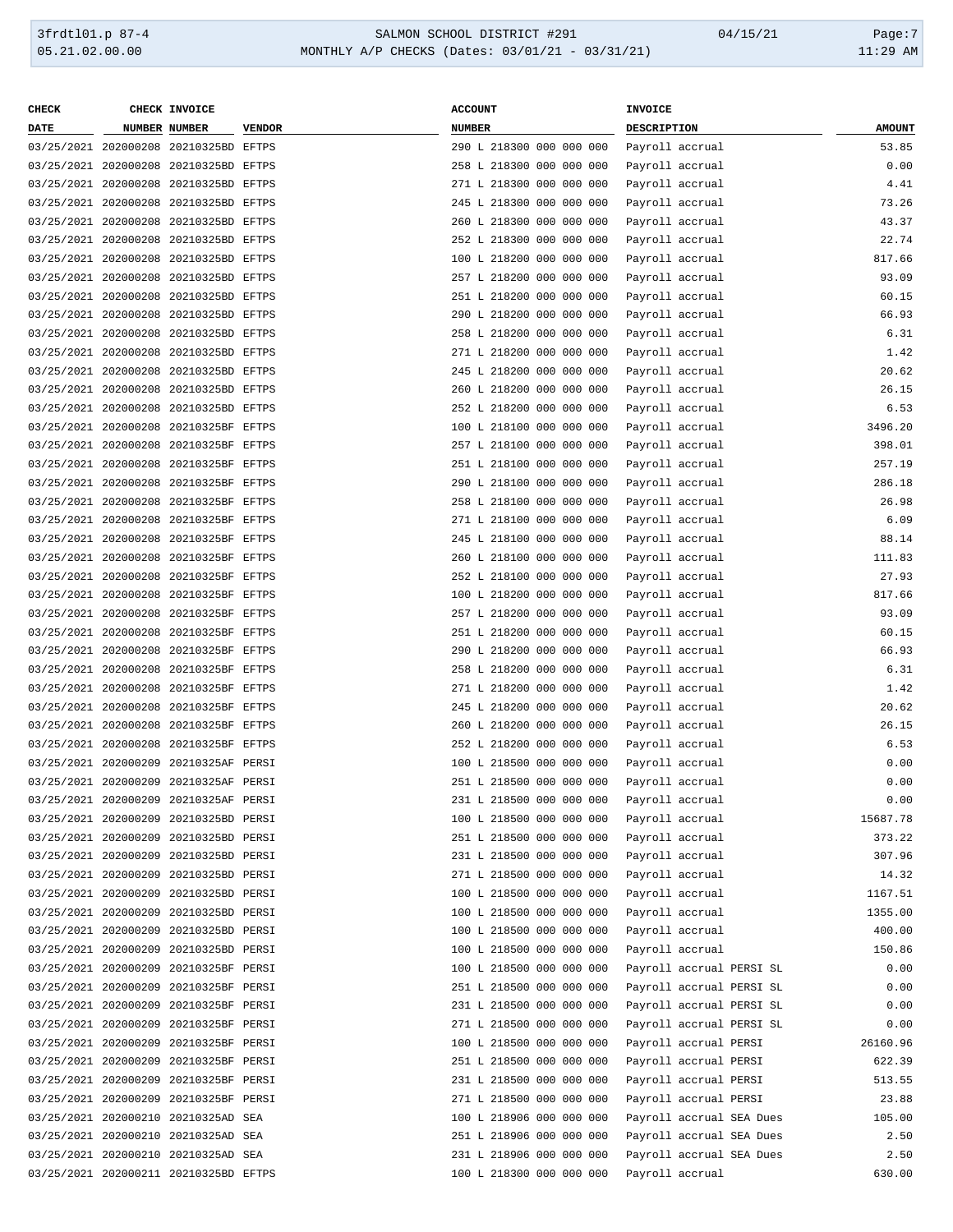| CHECK DATE | CHECK NUMBER | INVOICE NUMBER | VENDOR | ACCOUNT NUMBER | INVOICE DESCRIPTION | AMOUNT |
|---|---|---|---|---|---|---|
| 03/25/2021 | 202000208 | 20210325BD | EFTPS | 290 L 218300 000 000 000 | Payroll accrual | 53.85 |
| 03/25/2021 | 202000208 | 20210325BD | EFTPS | 258 L 218300 000 000 000 | Payroll accrual | 0.00 |
| 03/25/2021 | 202000208 | 20210325BD | EFTPS | 271 L 218300 000 000 000 | Payroll accrual | 4.41 |
| 03/25/2021 | 202000208 | 20210325BD | EFTPS | 245 L 218300 000 000 000 | Payroll accrual | 73.26 |
| 03/25/2021 | 202000208 | 20210325BD | EFTPS | 260 L 218300 000 000 000 | Payroll accrual | 43.37 |
| 03/25/2021 | 202000208 | 20210325BD | EFTPS | 252 L 218300 000 000 000 | Payroll accrual | 22.74 |
| 03/25/2021 | 202000208 | 20210325BD | EFTPS | 100 L 218200 000 000 000 | Payroll accrual | 817.66 |
| 03/25/2021 | 202000208 | 20210325BD | EFTPS | 257 L 218200 000 000 000 | Payroll accrual | 93.09 |
| 03/25/2021 | 202000208 | 20210325BD | EFTPS | 251 L 218200 000 000 000 | Payroll accrual | 60.15 |
| 03/25/2021 | 202000208 | 20210325BD | EFTPS | 290 L 218200 000 000 000 | Payroll accrual | 66.93 |
| 03/25/2021 | 202000208 | 20210325BD | EFTPS | 258 L 218200 000 000 000 | Payroll accrual | 6.31 |
| 03/25/2021 | 202000208 | 20210325BD | EFTPS | 271 L 218200 000 000 000 | Payroll accrual | 1.42 |
| 03/25/2021 | 202000208 | 20210325BD | EFTPS | 245 L 218200 000 000 000 | Payroll accrual | 20.62 |
| 03/25/2021 | 202000208 | 20210325BD | EFTPS | 260 L 218200 000 000 000 | Payroll accrual | 26.15 |
| 03/25/2021 | 202000208 | 20210325BD | EFTPS | 252 L 218200 000 000 000 | Payroll accrual | 6.53 |
| 03/25/2021 | 202000208 | 20210325BF | EFTPS | 100 L 218100 000 000 000 | Payroll accrual | 3496.20 |
| 03/25/2021 | 202000208 | 20210325BF | EFTPS | 257 L 218100 000 000 000 | Payroll accrual | 398.01 |
| 03/25/2021 | 202000208 | 20210325BF | EFTPS | 251 L 218100 000 000 000 | Payroll accrual | 257.19 |
| 03/25/2021 | 202000208 | 20210325BF | EFTPS | 290 L 218100 000 000 000 | Payroll accrual | 286.18 |
| 03/25/2021 | 202000208 | 20210325BF | EFTPS | 258 L 218100 000 000 000 | Payroll accrual | 26.98 |
| 03/25/2021 | 202000208 | 20210325BF | EFTPS | 271 L 218100 000 000 000 | Payroll accrual | 6.09 |
| 03/25/2021 | 202000208 | 20210325BF | EFTPS | 245 L 218100 000 000 000 | Payroll accrual | 88.14 |
| 03/25/2021 | 202000208 | 20210325BF | EFTPS | 260 L 218100 000 000 000 | Payroll accrual | 111.83 |
| 03/25/2021 | 202000208 | 20210325BF | EFTPS | 252 L 218100 000 000 000 | Payroll accrual | 27.93 |
| 03/25/2021 | 202000208 | 20210325BF | EFTPS | 100 L 218200 000 000 000 | Payroll accrual | 817.66 |
| 03/25/2021 | 202000208 | 20210325BF | EFTPS | 257 L 218200 000 000 000 | Payroll accrual | 93.09 |
| 03/25/2021 | 202000208 | 20210325BF | EFTPS | 251 L 218200 000 000 000 | Payroll accrual | 60.15 |
| 03/25/2021 | 202000208 | 20210325BF | EFTPS | 290 L 218200 000 000 000 | Payroll accrual | 66.93 |
| 03/25/2021 | 202000208 | 20210325BF | EFTPS | 258 L 218200 000 000 000 | Payroll accrual | 6.31 |
| 03/25/2021 | 202000208 | 20210325BF | EFTPS | 271 L 218200 000 000 000 | Payroll accrual | 1.42 |
| 03/25/2021 | 202000208 | 20210325BF | EFTPS | 245 L 218200 000 000 000 | Payroll accrual | 20.62 |
| 03/25/2021 | 202000208 | 20210325BF | EFTPS | 260 L 218200 000 000 000 | Payroll accrual | 26.15 |
| 03/25/2021 | 202000208 | 20210325BF | EFTPS | 252 L 218200 000 000 000 | Payroll accrual | 6.53 |
| 03/25/2021 | 202000209 | 20210325AF | PERSI | 100 L 218500 000 000 000 | Payroll accrual | 0.00 |
| 03/25/2021 | 202000209 | 20210325AF | PERSI | 251 L 218500 000 000 000 | Payroll accrual | 0.00 |
| 03/25/2021 | 202000209 | 20210325AF | PERSI | 231 L 218500 000 000 000 | Payroll accrual | 0.00 |
| 03/25/2021 | 202000209 | 20210325BD | PERSI | 100 L 218500 000 000 000 | Payroll accrual | 15687.78 |
| 03/25/2021 | 202000209 | 20210325BD | PERSI | 251 L 218500 000 000 000 | Payroll accrual | 373.22 |
| 03/25/2021 | 202000209 | 20210325BD | PERSI | 231 L 218500 000 000 000 | Payroll accrual | 307.96 |
| 03/25/2021 | 202000209 | 20210325BD | PERSI | 271 L 218500 000 000 000 | Payroll accrual | 14.32 |
| 03/25/2021 | 202000209 | 20210325BD | PERSI | 100 L 218500 000 000 000 | Payroll accrual | 1167.51 |
| 03/25/2021 | 202000209 | 20210325BD | PERSI | 100 L 218500 000 000 000 | Payroll accrual | 1355.00 |
| 03/25/2021 | 202000209 | 20210325BD | PERSI | 100 L 218500 000 000 000 | Payroll accrual | 400.00 |
| 03/25/2021 | 202000209 | 20210325BD | PERSI | 100 L 218500 000 000 000 | Payroll accrual | 150.86 |
| 03/25/2021 | 202000209 | 20210325BF | PERSI | 100 L 218500 000 000 000 | Payroll accrual PERSI SL | 0.00 |
| 03/25/2021 | 202000209 | 20210325BF | PERSI | 251 L 218500 000 000 000 | Payroll accrual PERSI SL | 0.00 |
| 03/25/2021 | 202000209 | 20210325BF | PERSI | 231 L 218500 000 000 000 | Payroll accrual PERSI SL | 0.00 |
| 03/25/2021 | 202000209 | 20210325BF | PERSI | 271 L 218500 000 000 000 | Payroll accrual PERSI SL | 0.00 |
| 03/25/2021 | 202000209 | 20210325BF | PERSI | 100 L 218500 000 000 000 | Payroll accrual PERSI | 26160.96 |
| 03/25/2021 | 202000209 | 20210325BF | PERSI | 251 L 218500 000 000 000 | Payroll accrual PERSI | 622.39 |
| 03/25/2021 | 202000209 | 20210325BF | PERSI | 231 L 218500 000 000 000 | Payroll accrual PERSI | 513.55 |
| 03/25/2021 | 202000209 | 20210325BF | PERSI | 271 L 218500 000 000 000 | Payroll accrual PERSI | 23.88 |
| 03/25/2021 | 202000210 | 20210325AD | SEA | 100 L 218906 000 000 000 | Payroll accrual SEA Dues | 105.00 |
| 03/25/2021 | 202000210 | 20210325AD | SEA | 251 L 218906 000 000 000 | Payroll accrual SEA Dues | 2.50 |
| 03/25/2021 | 202000210 | 20210325AD | SEA | 231 L 218906 000 000 000 | Payroll accrual SEA Dues | 2.50 |
| 03/25/2021 | 202000211 | 20210325BD | EFTPS | 100 L 218300 000 000 000 | Payroll accrual | 630.00 |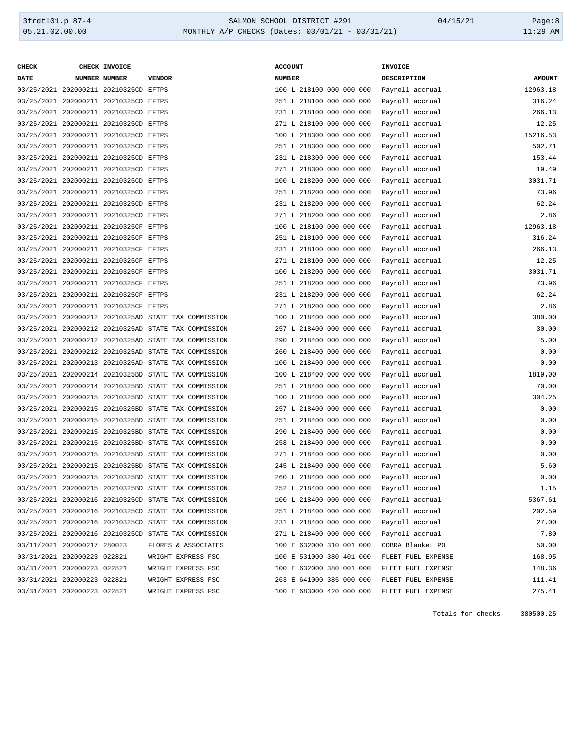| CHECK DATE | CHECK NUMBER | INVOICE NUMBER | VENDOR | ACCOUNT NUMBER | INVOICE DESCRIPTION | AMOUNT |
|---|---|---|---|---|---|---|
| 03/25/2021 | 202000211 | 20210325CD | EFTPS | 100 L 218100 000 000 000 | Payroll accrual | 12963.18 |
| 03/25/2021 | 202000211 | 20210325CD | EFTPS | 251 L 218100 000 000 000 | Payroll accrual | 316.24 |
| 03/25/2021 | 202000211 | 20210325CD | EFTPS | 231 L 218100 000 000 000 | Payroll accrual | 266.13 |
| 03/25/2021 | 202000211 | 20210325CD | EFTPS | 271 L 218100 000 000 000 | Payroll accrual | 12.25 |
| 03/25/2021 | 202000211 | 20210325CD | EFTPS | 100 L 218300 000 000 000 | Payroll accrual | 15216.53 |
| 03/25/2021 | 202000211 | 20210325CD | EFTPS | 251 L 218300 000 000 000 | Payroll accrual | 502.71 |
| 03/25/2021 | 202000211 | 20210325CD | EFTPS | 231 L 218300 000 000 000 | Payroll accrual | 153.44 |
| 03/25/2021 | 202000211 | 20210325CD | EFTPS | 271 L 218300 000 000 000 | Payroll accrual | 19.49 |
| 03/25/2021 | 202000211 | 20210325CD | EFTPS | 100 L 218200 000 000 000 | Payroll accrual | 3031.71 |
| 03/25/2021 | 202000211 | 20210325CD | EFTPS | 251 L 218200 000 000 000 | Payroll accrual | 73.96 |
| 03/25/2021 | 202000211 | 20210325CD | EFTPS | 231 L 218200 000 000 000 | Payroll accrual | 62.24 |
| 03/25/2021 | 202000211 | 20210325CD | EFTPS | 271 L 218200 000 000 000 | Payroll accrual | 2.86 |
| 03/25/2021 | 202000211 | 20210325CF | EFTPS | 100 L 218100 000 000 000 | Payroll accrual | 12963.18 |
| 03/25/2021 | 202000211 | 20210325CF | EFTPS | 251 L 218100 000 000 000 | Payroll accrual | 316.24 |
| 03/25/2021 | 202000211 | 20210325CF | EFTPS | 231 L 218100 000 000 000 | Payroll accrual | 266.13 |
| 03/25/2021 | 202000211 | 20210325CF | EFTPS | 271 L 218100 000 000 000 | Payroll accrual | 12.25 |
| 03/25/2021 | 202000211 | 20210325CF | EFTPS | 100 L 218200 000 000 000 | Payroll accrual | 3031.71 |
| 03/25/2021 | 202000211 | 20210325CF | EFTPS | 251 L 218200 000 000 000 | Payroll accrual | 73.96 |
| 03/25/2021 | 202000211 | 20210325CF | EFTPS | 231 L 218200 000 000 000 | Payroll accrual | 62.24 |
| 03/25/2021 | 202000211 | 20210325CF | EFTPS | 271 L 218200 000 000 000 | Payroll accrual | 2.86 |
| 03/25/2021 | 202000212 | 20210325AD | STATE TAX COMMISSION | 100 L 218400 000 000 000 | Payroll accrual | 380.00 |
| 03/25/2021 | 202000212 | 20210325AD | STATE TAX COMMISSION | 257 L 218400 000 000 000 | Payroll accrual | 30.00 |
| 03/25/2021 | 202000212 | 20210325AD | STATE TAX COMMISSION | 290 L 218400 000 000 000 | Payroll accrual | 5.00 |
| 03/25/2021 | 202000212 | 20210325AD | STATE TAX COMMISSION | 260 L 218400 000 000 000 | Payroll accrual | 0.00 |
| 03/25/2021 | 202000213 | 20210325AD | STATE TAX COMMISSION | 100 L 218400 000 000 000 | Payroll accrual | 0.00 |
| 03/25/2021 | 202000214 | 20210325BD | STATE TAX COMMISSION | 100 L 218400 000 000 000 | Payroll accrual | 1819.00 |
| 03/25/2021 | 202000214 | 20210325BD | STATE TAX COMMISSION | 251 L 218400 000 000 000 | Payroll accrual | 70.00 |
| 03/25/2021 | 202000215 | 20210325BD | STATE TAX COMMISSION | 100 L 218400 000 000 000 | Payroll accrual | 304.25 |
| 03/25/2021 | 202000215 | 20210325BD | STATE TAX COMMISSION | 257 L 218400 000 000 000 | Payroll accrual | 0.00 |
| 03/25/2021 | 202000215 | 20210325BD | STATE TAX COMMISSION | 251 L 218400 000 000 000 | Payroll accrual | 0.00 |
| 03/25/2021 | 202000215 | 20210325BD | STATE TAX COMMISSION | 290 L 218400 000 000 000 | Payroll accrual | 0.00 |
| 03/25/2021 | 202000215 | 20210325BD | STATE TAX COMMISSION | 258 L 218400 000 000 000 | Payroll accrual | 0.00 |
| 03/25/2021 | 202000215 | 20210325BD | STATE TAX COMMISSION | 271 L 218400 000 000 000 | Payroll accrual | 0.00 |
| 03/25/2021 | 202000215 | 20210325BD | STATE TAX COMMISSION | 245 L 218400 000 000 000 | Payroll accrual | 5.60 |
| 03/25/2021 | 202000215 | 20210325BD | STATE TAX COMMISSION | 260 L 218400 000 000 000 | Payroll accrual | 0.00 |
| 03/25/2021 | 202000215 | 20210325BD | STATE TAX COMMISSION | 252 L 218400 000 000 000 | Payroll accrual | 1.15 |
| 03/25/2021 | 202000216 | 20210325CD | STATE TAX COMMISSION | 100 L 218400 000 000 000 | Payroll accrual | 5367.61 |
| 03/25/2021 | 202000216 | 20210325CD | STATE TAX COMMISSION | 251 L 218400 000 000 000 | Payroll accrual | 202.59 |
| 03/25/2021 | 202000216 | 20210325CD | STATE TAX COMMISSION | 231 L 218400 000 000 000 | Payroll accrual | 27.00 |
| 03/25/2021 | 202000216 | 20210325CD | STATE TAX COMMISSION | 271 L 218400 000 000 000 | Payroll accrual | 7.80 |
| 03/11/2021 | 202000217 | 280023 | FLORES & ASSOCIATES | 100 E 632000 310 001 000 | COBRA Blanket PO | 50.00 |
| 03/31/2021 | 202000223 | 022821 | WRIGHT EXPRESS FSC | 100 E 531000 380 401 000 | FLEET FUEL EXPENSE | 168.95 |
| 03/31/2021 | 202000223 | 022821 | WRIGHT EXPRESS FSC | 100 E 632000 380 001 000 | FLEET FUEL EXPENSE | 148.36 |
| 03/31/2021 | 202000223 | 022821 | WRIGHT EXPRESS FSC | 263 E 641000 385 000 000 | FLEET FUEL EXPENSE | 111.41 |
| 03/31/2021 | 202000223 | 022821 | WRIGHT EXPRESS FSC | 100 E 683000 420 000 000 | FLEET FUEL EXPENSE | 275.41 |

Totals for checks 380500.25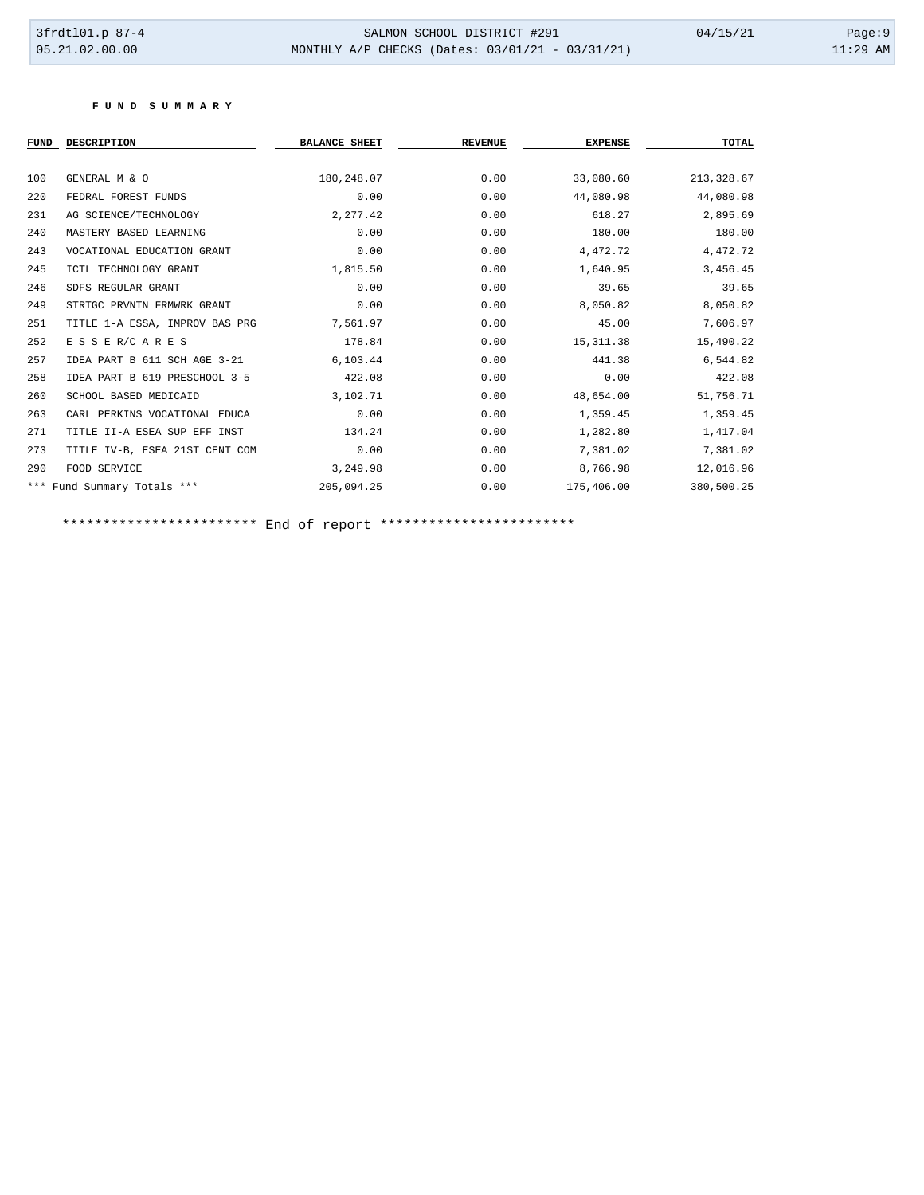**F U N D   S U M M A R Y**

| FUND | DESCRIPTION | BALANCE SHEET | REVENUE | EXPENSE | TOTAL |
|---|---|---|---|---|---|
| 100 | GENERAL M & O | 180,248.07 | 0.00 | 33,080.60 | 213,328.67 |
| 220 | FEDRAL FOREST FUNDS | 0.00 | 0.00 | 44,080.98 | 44,080.98 |
| 231 | AG SCIENCE/TECHNOLOGY | 2,277.42 | 0.00 | 618.27 | 2,895.69 |
| 240 | MASTERY BASED LEARNING | 0.00 | 0.00 | 180.00 | 180.00 |
| 243 | VOCATIONAL EDUCATION GRANT | 0.00 | 0.00 | 4,472.72 | 4,472.72 |
| 245 | ICTL TECHNOLOGY GRANT | 1,815.50 | 0.00 | 1,640.95 | 3,456.45 |
| 246 | SDFS REGULAR GRANT | 0.00 | 0.00 | 39.65 | 39.65 |
| 249 | STRTGC PRVNTN FRMWRK GRANT | 0.00 | 0.00 | 8,050.82 | 8,050.82 |
| 251 | TITLE 1-A ESSA, IMPROV BAS PRG | 7,561.97 | 0.00 | 45.00 | 7,606.97 |
| 252 | E S S E R/C A R E S | 178.84 | 0.00 | 15,311.38 | 15,490.22 |
| 257 | IDEA PART B 611 SCH AGE 3-21 | 6,103.44 | 0.00 | 441.38 | 6,544.82 |
| 258 | IDEA PART B 619 PRESCHOOL 3-5 | 422.08 | 0.00 | 0.00 | 422.08 |
| 260 | SCHOOL BASED MEDICAID | 3,102.71 | 0.00 | 48,654.00 | 51,756.71 |
| 263 | CARL PERKINS VOCATIONAL EDUCA | 0.00 | 0.00 | 1,359.45 | 1,359.45 |
| 271 | TITLE II-A ESEA SUP EFF INST | 134.24 | 0.00 | 1,282.80 | 1,417.04 |
| 273 | TITLE IV-B, ESEA 21ST CENT COM | 0.00 | 0.00 | 7,381.02 | 7,381.02 |
| 290 | FOOD SERVICE | 3,249.98 | 0.00 | 8,766.98 | 12,016.96 |
| *** Fund Summary Totals *** | | 205,094.25 | 0.00 | 175,406.00 | 380,500.25 |

************************ End of report ************************